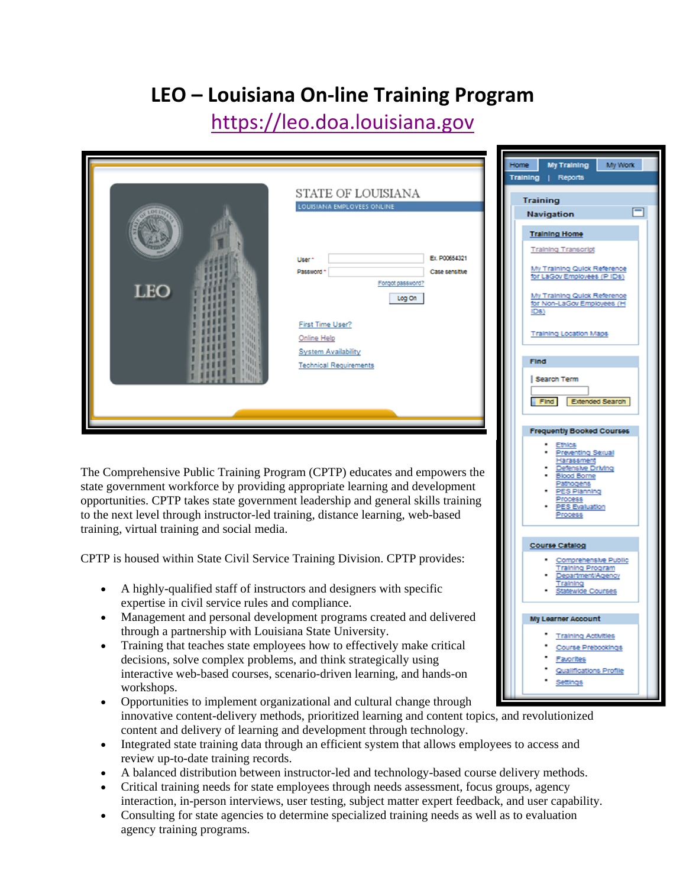# LEO – Louisiana On-line Training Program

https://leo.doa.louisiana.gov

The Comprehensive Public Training Program (CPTP) educates and empowers the state government workforce by providing appropriate learning and development opportunities. CPTP takes state government leadership and general skills training to the next level through instructor-led training, distance learning, web-based training, virtual training and social media.

CPTP is housed within State Civil Service Training Division. CPTP provides:

- A highly-qualified staff of instructors and designers with specific expertise in civil service rules and compliance.
- Management and personal development programs created and delivered through a partnership with Louisiana State University.
- Training that teaches state employees how to effectively make critical decisions, solve complex problems, and think strategically using interactive web-based courses, scenario-driven learning, and hands-on workshops.
- Opportunities to implement organizational and cultural change through innovative content-delivery methods, prioritized learning and content topics, and revolutionized content and delivery of learning and development through technology.
- Integrated state training data through an efficient system that allows employees to access and review up-to-date training records.
- A balanced distribution between instructor-led and technology-based course delivery methods.
- Critical training needs for state employees through needs assessment, focus groups, agency interaction, in-person interviews, user testing, subject matter expert feedback, and user capability.
- Consulting for state agencies to determine specialized training needs as well as to evaluation agency training programs.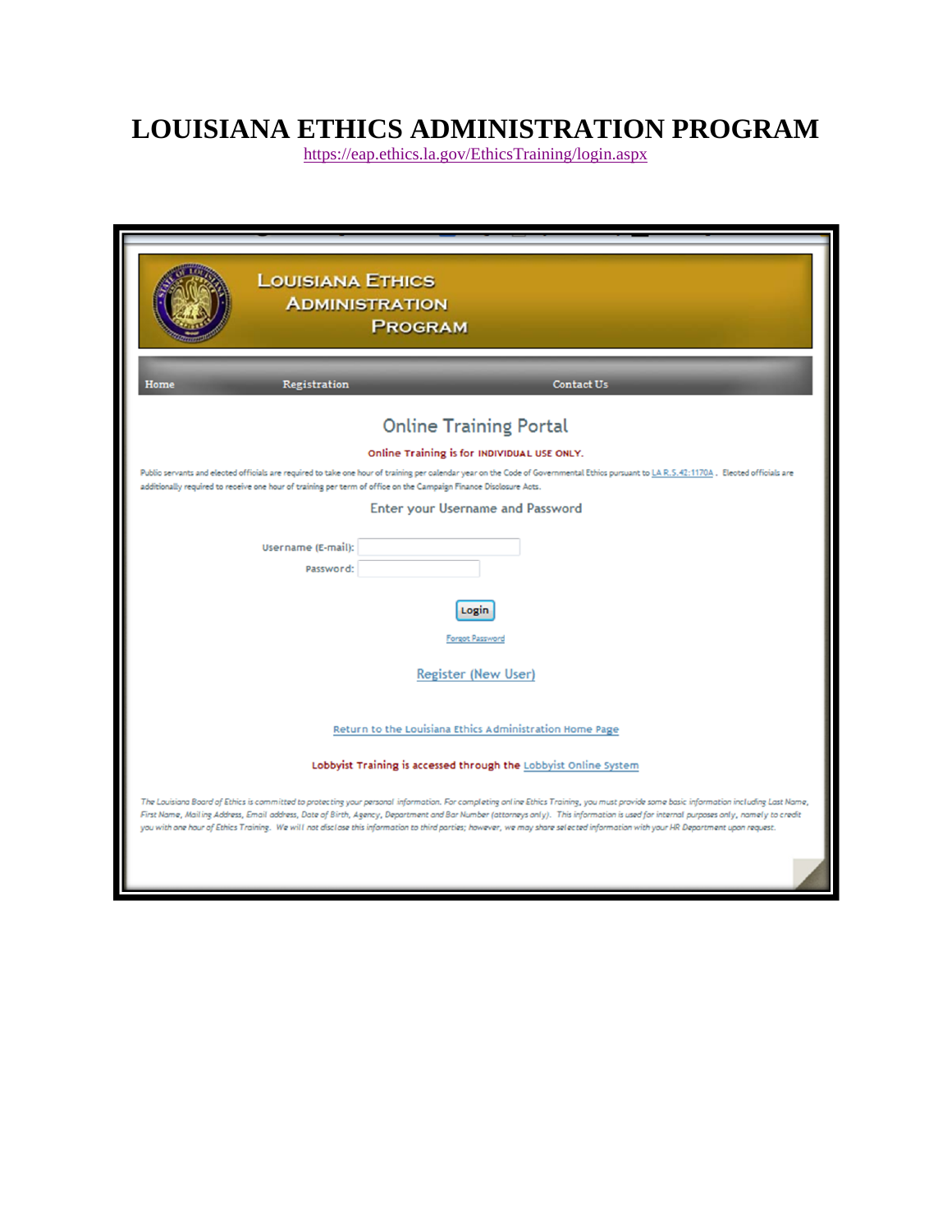# LOUISIANA ETHICS ADMINISTRATION PROGRAM

https://eap.ethics.la.gov/EthicsTraining/login.aspx

LOUISIANA ETHICS ADMINISTRATION PROGRAM

Home | Registration | Contact Us

## Online Training Portal

Online Training is for INDIVIDUAL USE ONLY.

Public servants and elected officials are required to take one hour of training per calendar year on the Code of Governmental Ethics pursuant to LA R.S.42:1170A . Elected officials are additionally required to receive one hour of training per term of office on the Campaign Finance Disclosure Acts.

Enter your Username and Password

Username (E-mail):

Password:

Login

Forgot Password

Register (New User)

Return to the Louisiana Ethics Administration Home Page

Lobbyist Training is accessed through the Lobbyist Online System

*The Louisiana Board of Ethics is committed to protecting your personal information. For completing online Ethics Training, you must provide some basic information including Last Name, First Name, Mailing Address, Email address, Date of Birth, Agency, Department and Bar Number (attorneys only). This information is used for internal purposes only, namely to credit you with one hour of Ethics Training. We will not disclose this information to third parties; however, we may share selected information with your HR Department upon request.*